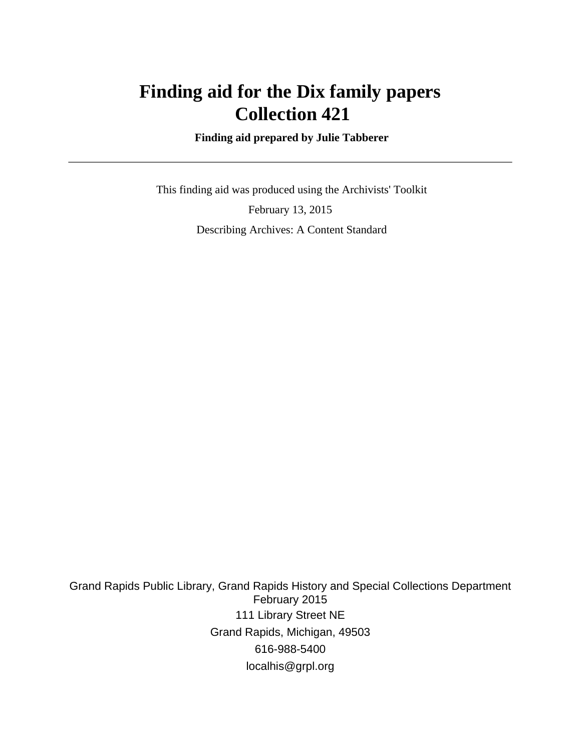# Finding aid for the Dix family papers
# Collection 421

**Finding aid prepared by Julie Tabberer**

---

This finding aid was produced using the Archivists' Toolkit

February 13, 2015

Describing Archives: A Content Standard

Grand Rapids Public Library, Grand Rapids History and Special Collections Department
February 2015
111 Library Street NE
Grand Rapids, Michigan, 49503
616-988-5400
localhis@grpl.org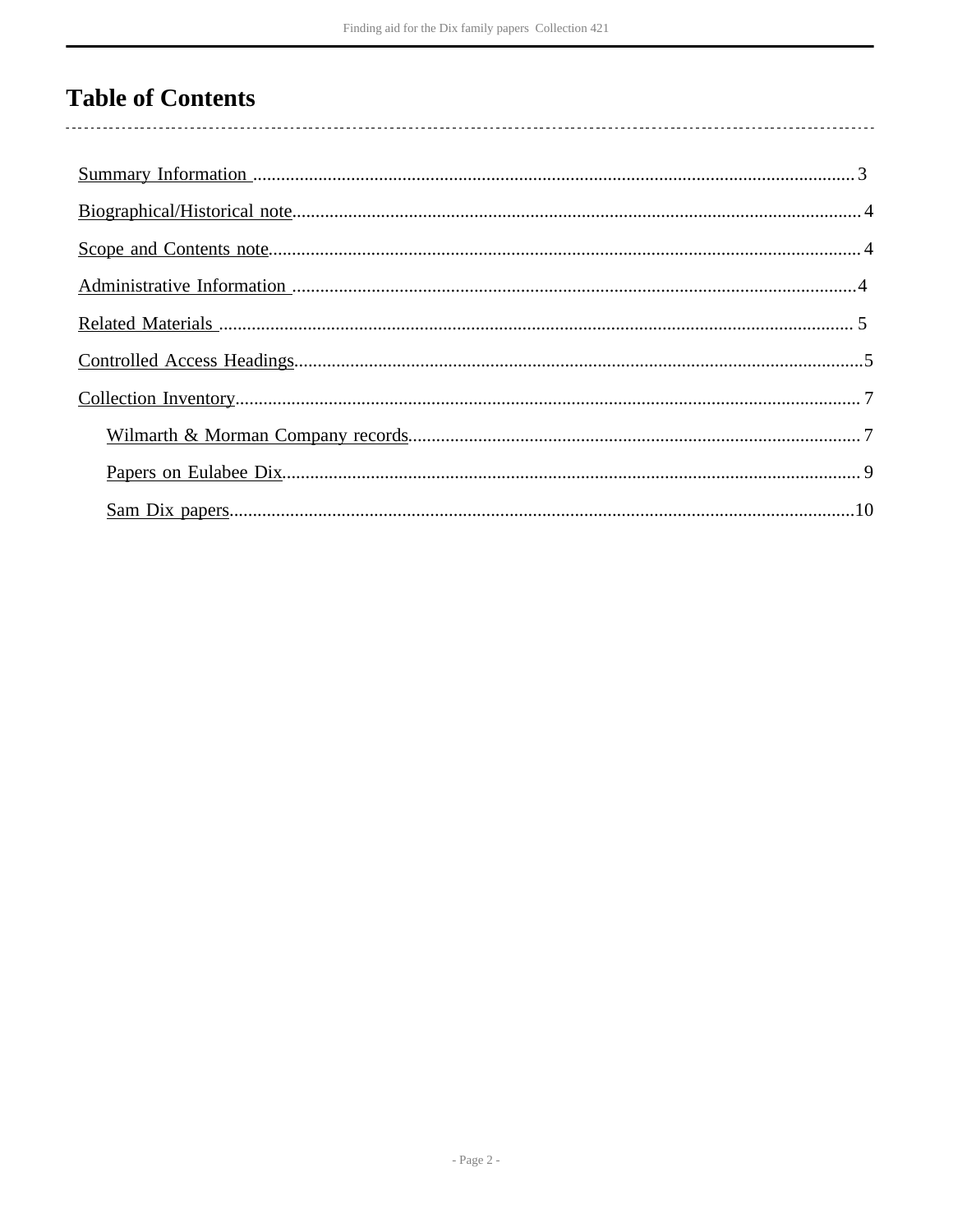# Table of Contents

- Summary Information ..... 3
- Biographical/Historical note..... 4
- Scope and Contents note..... 4
- Administrative Information ..... 4
- Related Materials ..... 5
- Controlled Access Headings..... 5
- Collection Inventory..... 7
  - Wilmarth & Morman Company records..... 7
  - Papers on Eulabee Dix..... 9
  - Sam Dix papers..... 10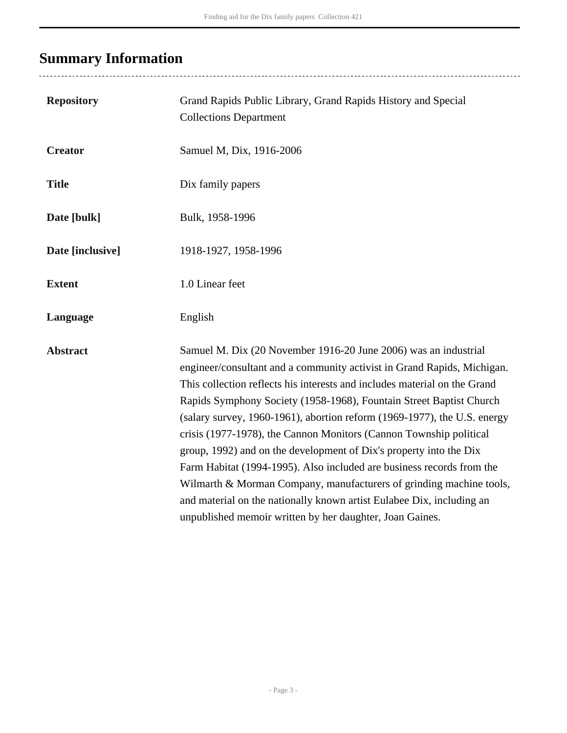## Summary Information

| | |
|---|---|
| **Repository** | Grand Rapids Public Library, Grand Rapids History and Special Collections Department |
| **Creator** | Samuel M, Dix, 1916-2006 |
| **Title** | Dix family papers |
| **Date [bulk]** | Bulk, 1958-1996 |
| **Date [inclusive]** | 1918-1927, 1958-1996 |
| **Extent** | 1.0 Linear feet |
| **Language** | English |
| **Abstract** | Samuel M. Dix (20 November 1916-20 June 2006) was an industrial engineer/consultant and a community activist in Grand Rapids, Michigan. This collection reflects his interests and includes material on the Grand Rapids Symphony Society (1958-1968), Fountain Street Baptist Church (salary survey, 1960-1961), abortion reform (1969-1977), the U.S. energy crisis (1977-1978), the Cannon Monitors (Cannon Township political group, 1992) and on the development of Dix's property into the Dix Farm Habitat (1994-1995). Also included are business records from the Wilmarth & Morman Company, manufacturers of grinding machine tools, and material on the nationally known artist Eulabee Dix, including an unpublished memoir written by her daughter, Joan Gaines. |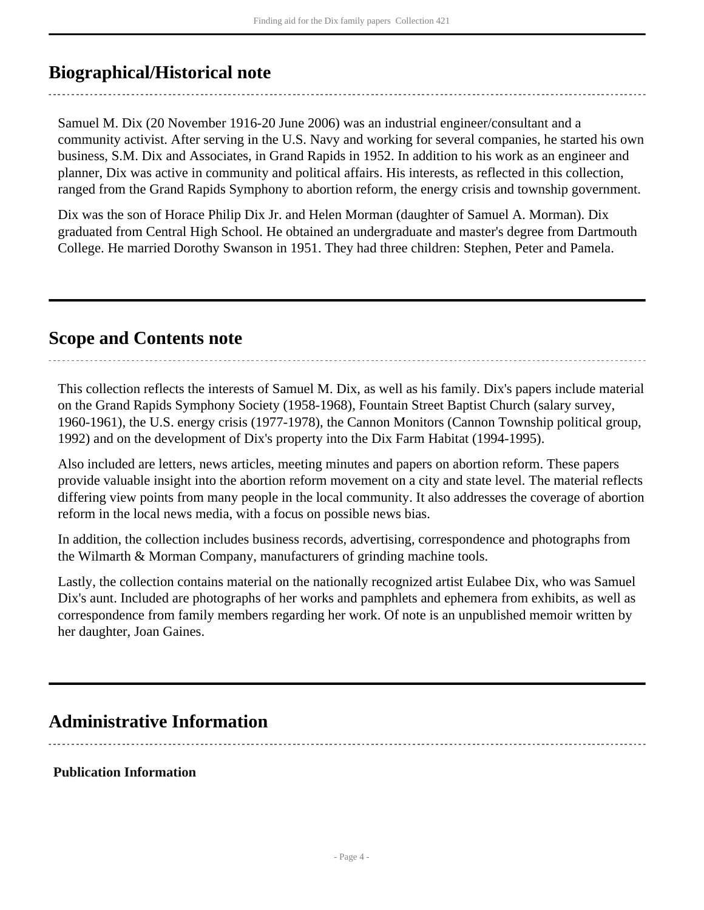## Biographical/Historical note

Samuel M. Dix (20 November 1916-20 June 2006) was an industrial engineer/consultant and a community activist. After serving in the U.S. Navy and working for several companies, he started his own business, S.M. Dix and Associates, in Grand Rapids in 1952. In addition to his work as an engineer and planner, Dix was active in community and political affairs. His interests, as reflected in this collection, ranged from the Grand Rapids Symphony to abortion reform, the energy crisis and township government.

Dix was the son of Horace Philip Dix Jr. and Helen Morman (daughter of Samuel A. Morman). Dix graduated from Central High School. He obtained an undergraduate and master's degree from Dartmouth College. He married Dorothy Swanson in 1951. They had three children: Stephen, Peter and Pamela.

## Scope and Contents note

This collection reflects the interests of Samuel M. Dix, as well as his family. Dix's papers include material on the Grand Rapids Symphony Society (1958-1968), Fountain Street Baptist Church (salary survey, 1960-1961), the U.S. energy crisis (1977-1978), the Cannon Monitors (Cannon Township political group, 1992) and on the development of Dix's property into the Dix Farm Habitat (1994-1995).

Also included are letters, news articles, meeting minutes and papers on abortion reform. These papers provide valuable insight into the abortion reform movement on a city and state level. The material reflects differing view points from many people in the local community. It also addresses the coverage of abortion reform in the local news media, with a focus on possible news bias.

In addition, the collection includes business records, advertising, correspondence and photographs from the Wilmarth & Morman Company, manufacturers of grinding machine tools.

Lastly, the collection contains material on the nationally recognized artist Eulabee Dix, who was Samuel Dix's aunt. Included are photographs of her works and pamphlets and ephemera from exhibits, as well as correspondence from family members regarding her work. Of note is an unpublished memoir written by her daughter, Joan Gaines.

## Administrative Information

**Publication Information**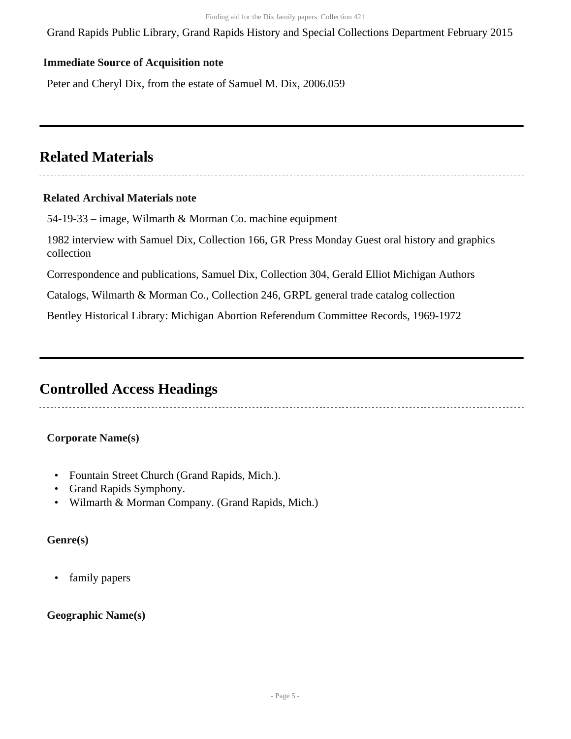Grand Rapids Public Library, Grand Rapids History and Special Collections Department February 2015

**Immediate Source of Acquisition note**

Peter and Cheryl Dix, from the estate of Samuel M. Dix, 2006.059

## Related Materials

**Related Archival Materials note**

54-19-33 – image, Wilmarth & Morman Co. machine equipment

1982 interview with Samuel Dix, Collection 166, GR Press Monday Guest oral history and graphics collection

Correspondence and publications, Samuel Dix, Collection 304, Gerald Elliot Michigan Authors

Catalogs, Wilmarth & Morman Co., Collection 246, GRPL general trade catalog collection

Bentley Historical Library: Michigan Abortion Referendum Committee Records, 1969-1972

## Controlled Access Headings

**Corporate Name(s)**

- Fountain Street Church (Grand Rapids, Mich.).
- Grand Rapids Symphony.
- Wilmarth & Morman Company. (Grand Rapids, Mich.)

**Genre(s)**

- family papers

**Geographic Name(s)**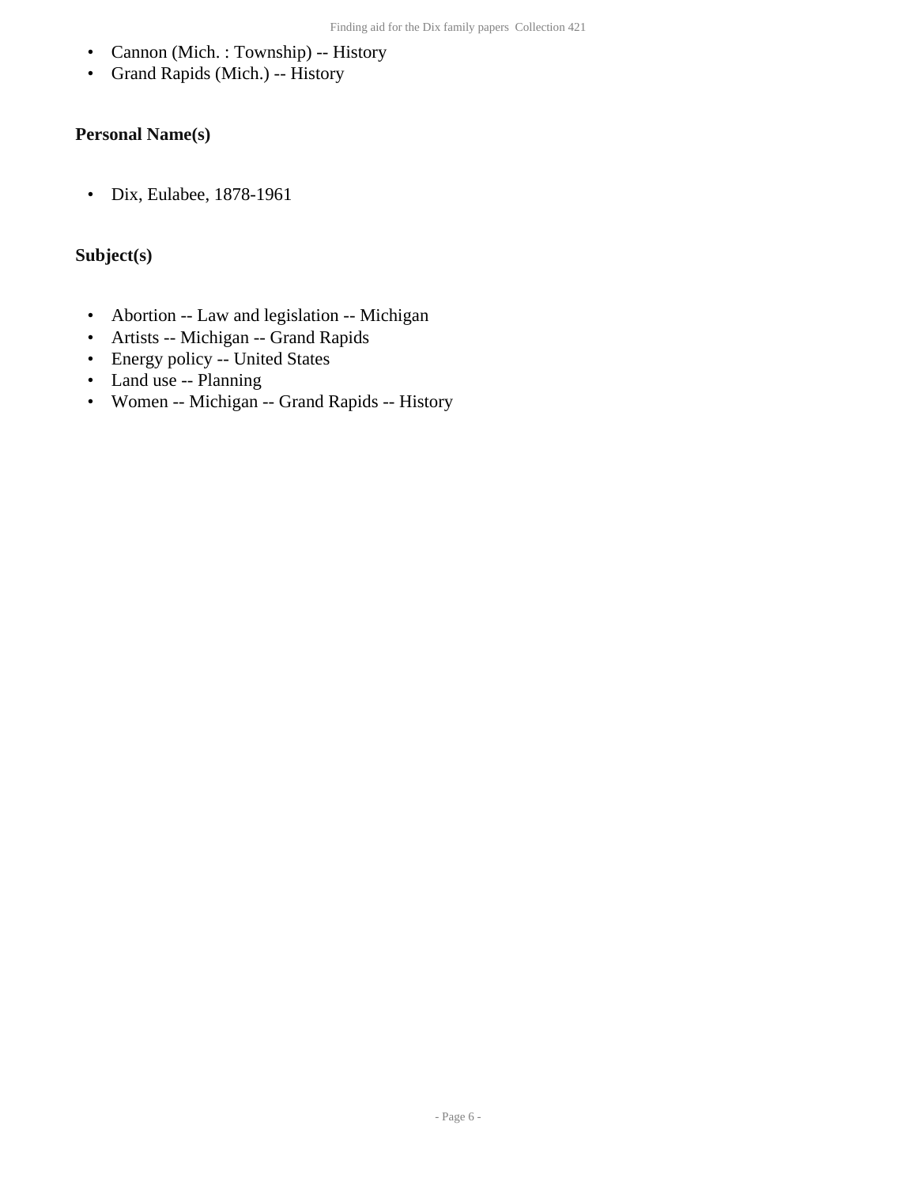- Cannon (Mich. : Township) -- History
- Grand Rapids (Mich.) -- History

### Personal Name(s)

- Dix, Eulabee, 1878-1961

### Subject(s)

- Abortion -- Law and legislation -- Michigan
- Artists -- Michigan -- Grand Rapids
- Energy policy -- United States
- Land use -- Planning
- Women -- Michigan -- Grand Rapids -- History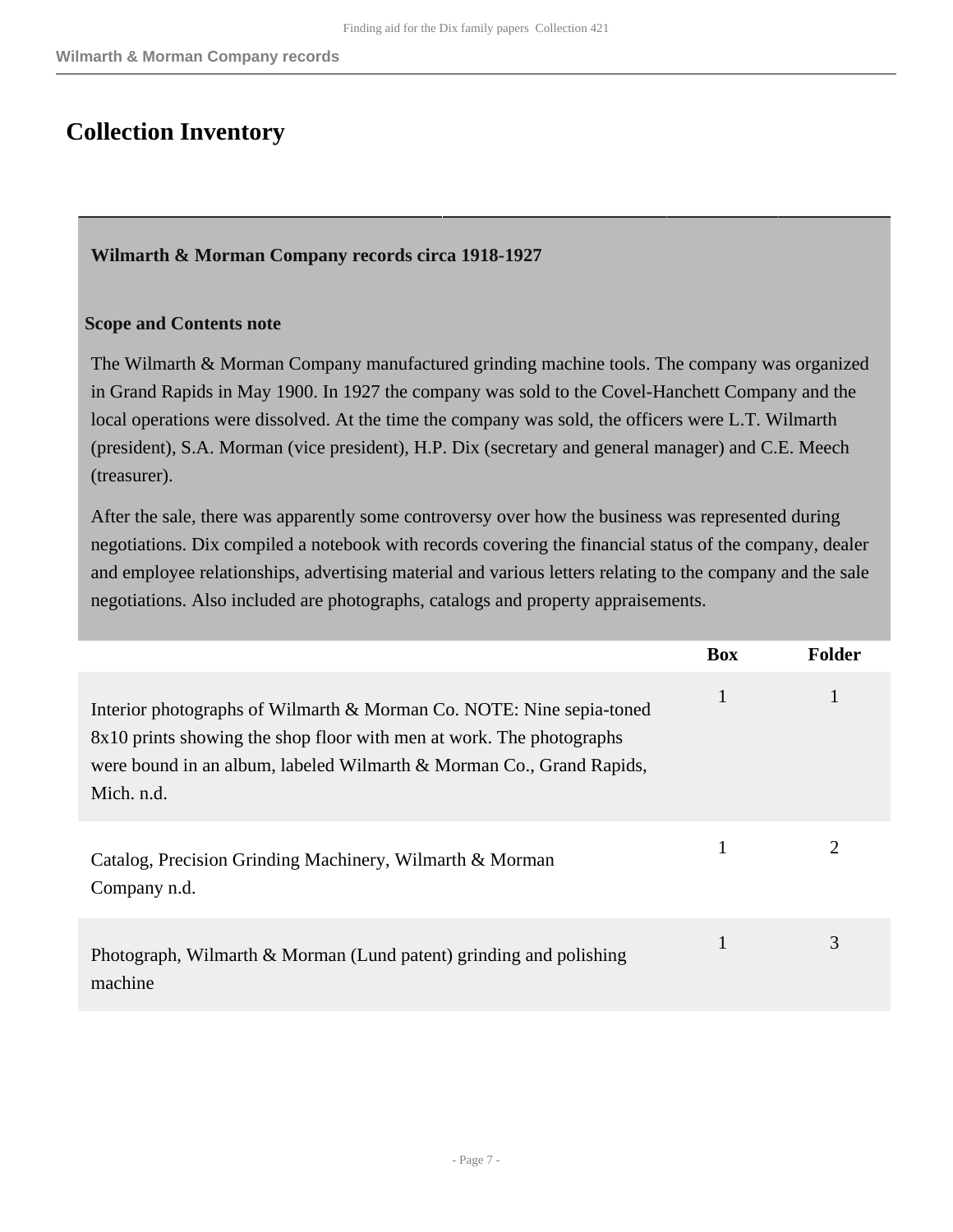# Collection Inventory

**Wilmarth & Morman Company records circa 1918-1927**

**Scope and Contents note**

The Wilmarth & Morman Company manufactured grinding machine tools. The company was organized in Grand Rapids in May 1900. In 1927 the company was sold to the Covel-Hanchett Company and the local operations were dissolved. At the time the company was sold, the officers were L.T. Wilmarth (president), S.A. Morman (vice president), H.P. Dix (secretary and general manager) and C.E. Meech (treasurer).

After the sale, there was apparently some controversy over how the business was represented during negotiations. Dix compiled a notebook with records covering the financial status of the company, dealer and employee relationships, advertising material and various letters relating to the company and the sale negotiations. Also included are photographs, catalogs and property appraisements.

| | Box | Folder |
|---|---|---|
| Interior photographs of Wilmarth & Morman Co. NOTE: Nine sepia-toned 8x10 prints showing the shop floor with men at work. The photographs were bound in an album, labeled Wilmarth & Morman Co., Grand Rapids, Mich. n.d. | 1 | 1 |
| Catalog, Precision Grinding Machinery, Wilmarth & Morman Company n.d. | 1 | 2 |
| Photograph, Wilmarth & Morman (Lund patent) grinding and polishing machine | 1 | 3 |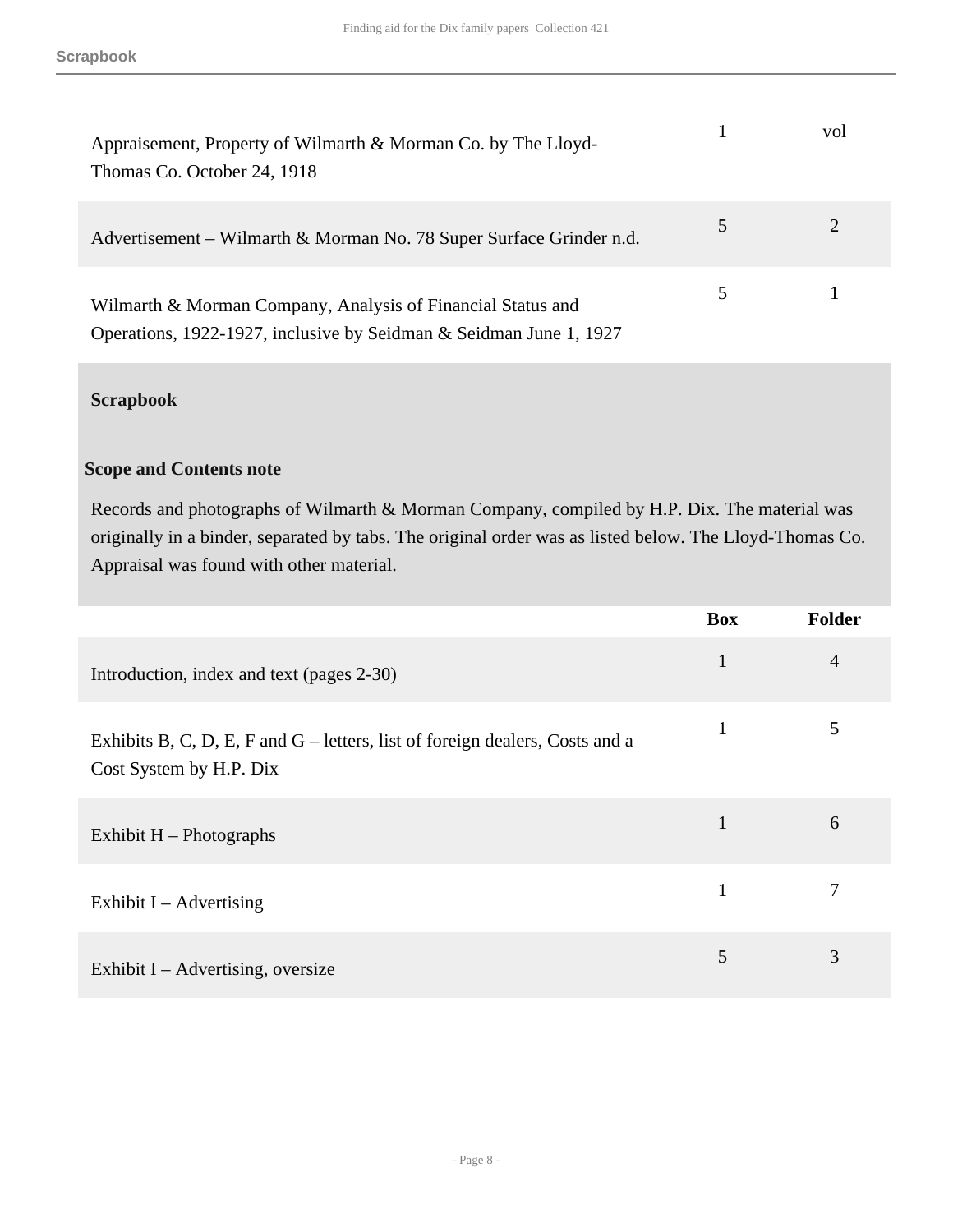| | | |
|---|---|---|
| Appraisement, Property of Wilmarth & Morman Co. by The Lloyd-Thomas Co. October 24, 1918 | 1 | vol |
| Advertisement – Wilmarth & Morman No. 78 Super Surface Grinder n.d. | 5 | 2 |
| Wilmarth & Morman Company, Analysis of Financial Status and Operations, 1922-1927, inclusive by Seidman & Seidman June 1, 1927 | 5 | 1 |

### Scrapbook

**Scope and Contents note**

Records and photographs of Wilmarth & Morman Company, compiled by H.P. Dix. The material was originally in a binder, separated by tabs. The original order was as listed below. The Lloyd-Thomas Co. Appraisal was found with other material.

| | Box | Folder |
|---|---|---|
| Introduction, index and text (pages 2-30) | 1 | 4 |
| Exhibits B, C, D, E, F and G – letters, list of foreign dealers, Costs and a Cost System by H.P. Dix | 1 | 5 |
| Exhibit H – Photographs | 1 | 6 |
| Exhibit I – Advertising | 1 | 7 |
| Exhibit I – Advertising, oversize | 5 | 3 |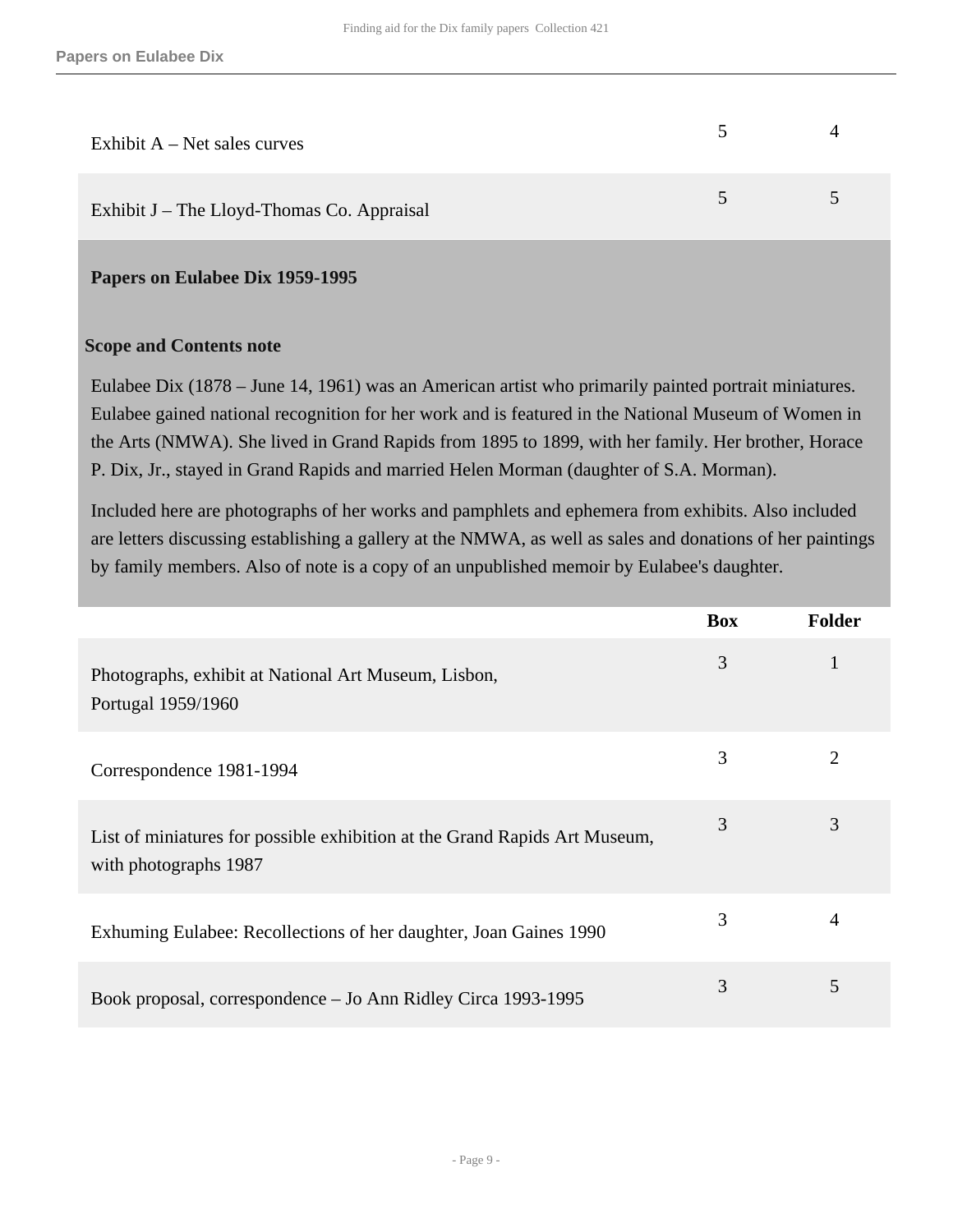| | Box | Folder |
|---|---|---|
| Exhibit A – Net sales curves | 5 | 4 |
| Exhibit J – The Lloyd-Thomas Co. Appraisal | 5 | 5 |

## Papers on Eulabee Dix 1959-1995

### Scope and Contents note

Eulabee Dix (1878 – June 14, 1961) was an American artist who primarily painted portrait miniatures. Eulabee gained national recognition for her work and is featured in the National Museum of Women in the Arts (NMWA). She lived in Grand Rapids from 1895 to 1899, with her family. Her brother, Horace P. Dix, Jr., stayed in Grand Rapids and married Helen Morman (daughter of S.A. Morman).

Included here are photographs of her works and pamphlets and ephemera from exhibits. Also included are letters discussing establishing a gallery at the NMWA, as well as sales and donations of her paintings by family members. Also of note is a copy of an unpublished memoir by Eulabee's daughter.

| | Box | Folder |
|---|---|---|
| Photographs, exhibit at National Art Museum, Lisbon, Portugal 1959/1960 | 3 | 1 |
| Correspondence 1981-1994 | 3 | 2 |
| List of miniatures for possible exhibition at the Grand Rapids Art Museum, with photographs 1987 | 3 | 3 |
| Exhuming Eulabee: Recollections of her daughter, Joan Gaines 1990 | 3 | 4 |
| Book proposal, correspondence – Jo Ann Ridley Circa 1993-1995 | 3 | 5 |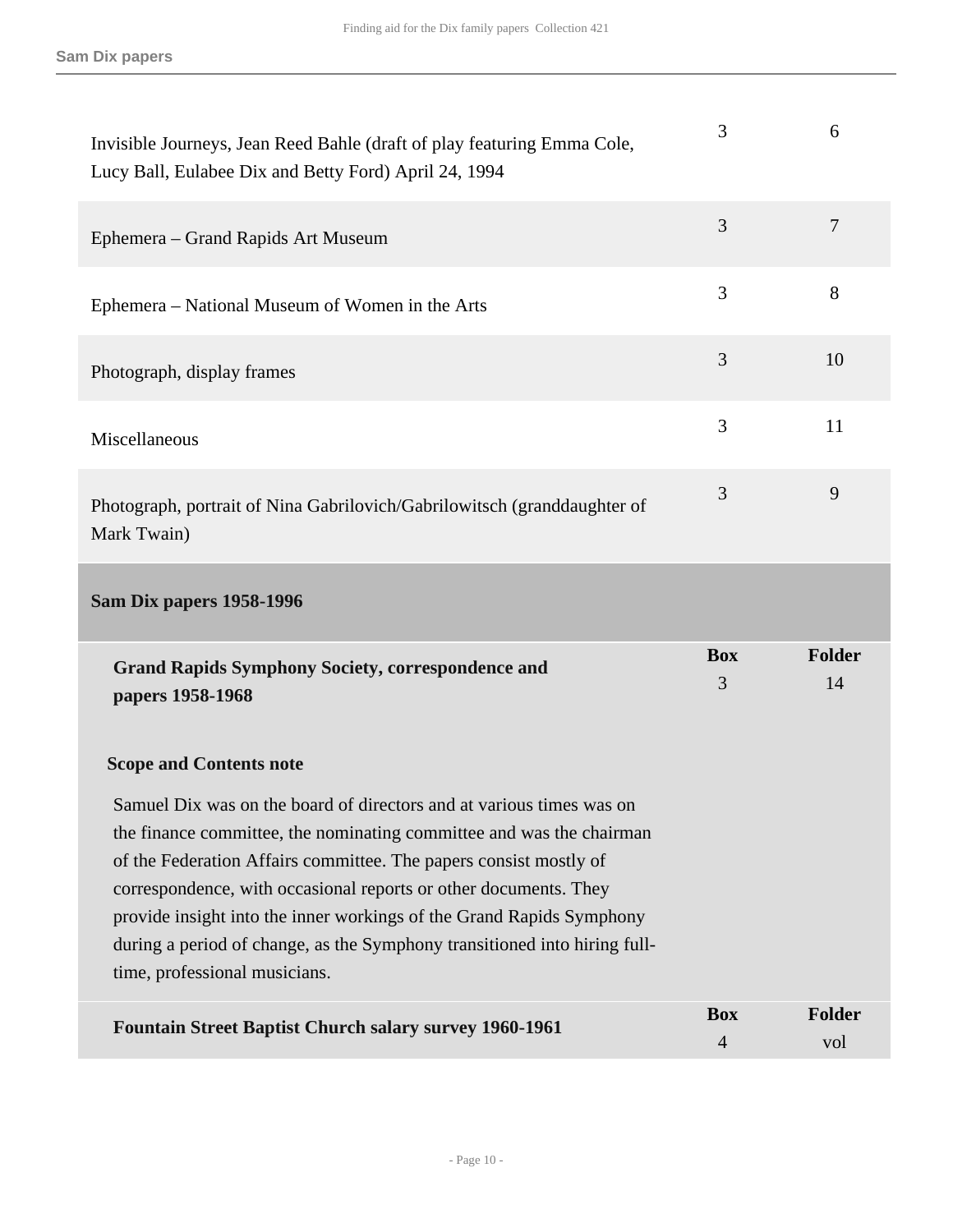| | Box | Folder |
|---|---|---|
| Invisible Journeys, Jean Reed Bahle (draft of play featuring Emma Cole, Lucy Ball, Eulabee Dix and Betty Ford) April 24, 1994 | 3 | 6 |
| Ephemera – Grand Rapids Art Museum | 3 | 7 |
| Ephemera – National Museum of Women in the Arts | 3 | 8 |
| Photograph, display frames | 3 | 10 |
| Miscellaneous | 3 | 11 |
| Photograph, portrait of Nina Gabrilovich/Gabrilowitsch (granddaughter of Mark Twain) | 3 | 9 |

## Sam Dix papers 1958-1996

| | Box | Folder |
|---|---|---|
| **Grand Rapids Symphony Society, correspondence and papers 1958-1968** | 3 | 14 |

**Scope and Contents note**

Samuel Dix was on the board of directors and at various times was on the finance committee, the nominating committee and was the chairman of the Federation Affairs committee. The papers consist mostly of correspondence, with occasional reports or other documents. They provide insight into the inner workings of the Grand Rapids Symphony during a period of change, as the Symphony transitioned into hiring full-time, professional musicians.

| | Box | Folder |
|---|---|---|
| **Fountain Street Baptist Church salary survey 1960-1961** | 4 | vol |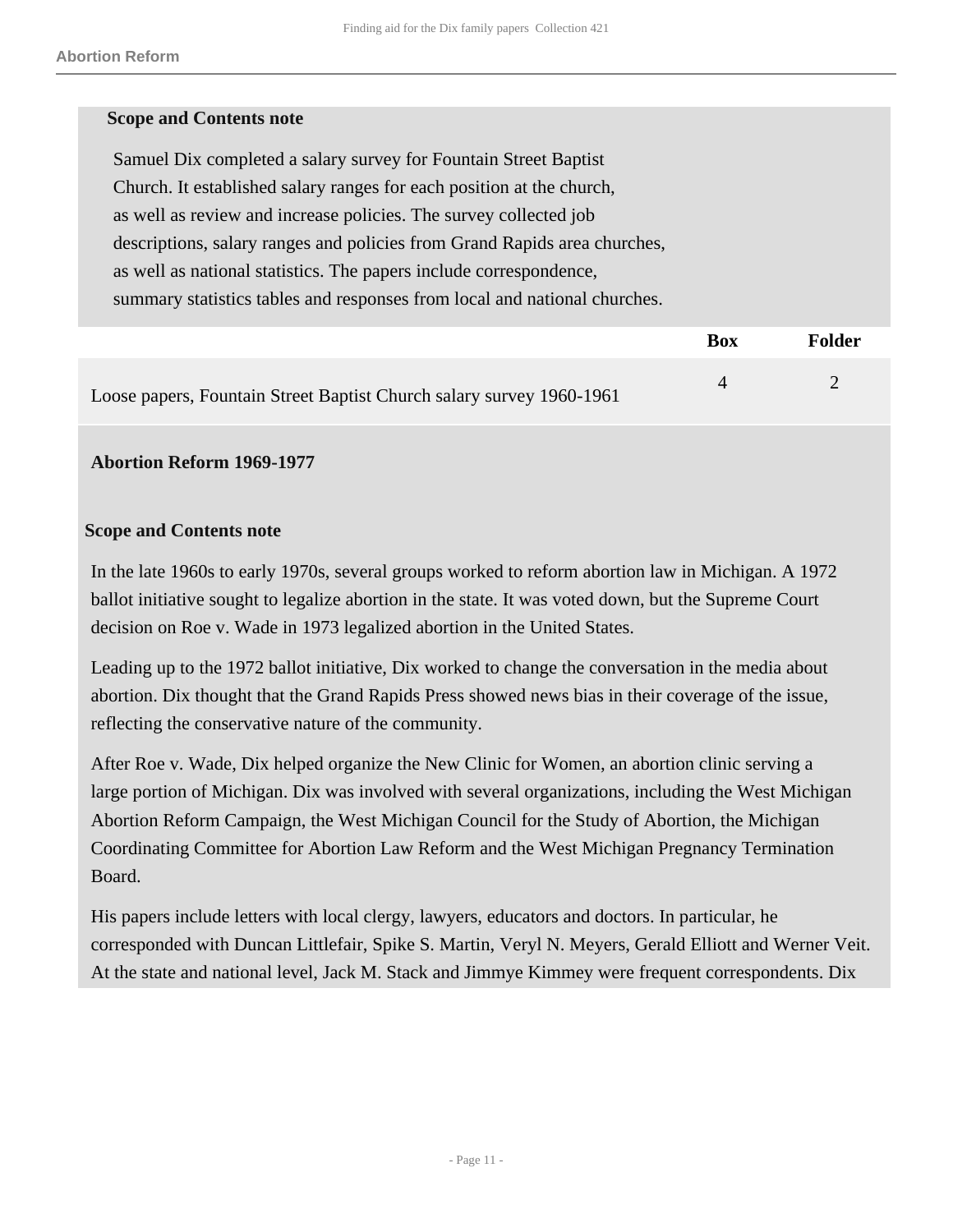**Scope and Contents note**

Samuel Dix completed a salary survey for Fountain Street Baptist Church. It established salary ranges for each position at the church, as well as review and increase policies. The survey collected job descriptions, salary ranges and policies from Grand Rapids area churches, as well as national statistics. The papers include correspondence, summary statistics tables and responses from local and national churches.

| | Box | Folder |
|---|---|---|
| Loose papers, Fountain Street Baptist Church salary survey 1960-1961 | 4 | 2 |

**Abortion Reform 1969-1977**

**Scope and Contents note**

In the late 1960s to early 1970s, several groups worked to reform abortion law in Michigan. A 1972 ballot initiative sought to legalize abortion in the state. It was voted down, but the Supreme Court decision on Roe v. Wade in 1973 legalized abortion in the United States.

Leading up to the 1972 ballot initiative, Dix worked to change the conversation in the media about abortion. Dix thought that the Grand Rapids Press showed news bias in their coverage of the issue, reflecting the conservative nature of the community.

After Roe v. Wade, Dix helped organize the New Clinic for Women, an abortion clinic serving a large portion of Michigan. Dix was involved with several organizations, including the West Michigan Abortion Reform Campaign, the West Michigan Council for the Study of Abortion, the Michigan Coordinating Committee for Abortion Law Reform and the West Michigan Pregnancy Termination Board.

His papers include letters with local clergy, lawyers, educators and doctors. In particular, he corresponded with Duncan Littlefair, Spike S. Martin, Veryl N. Meyers, Gerald Elliott and Werner Veit. At the state and national level, Jack M. Stack and Jimmye Kimmey were frequent correspondents. Dix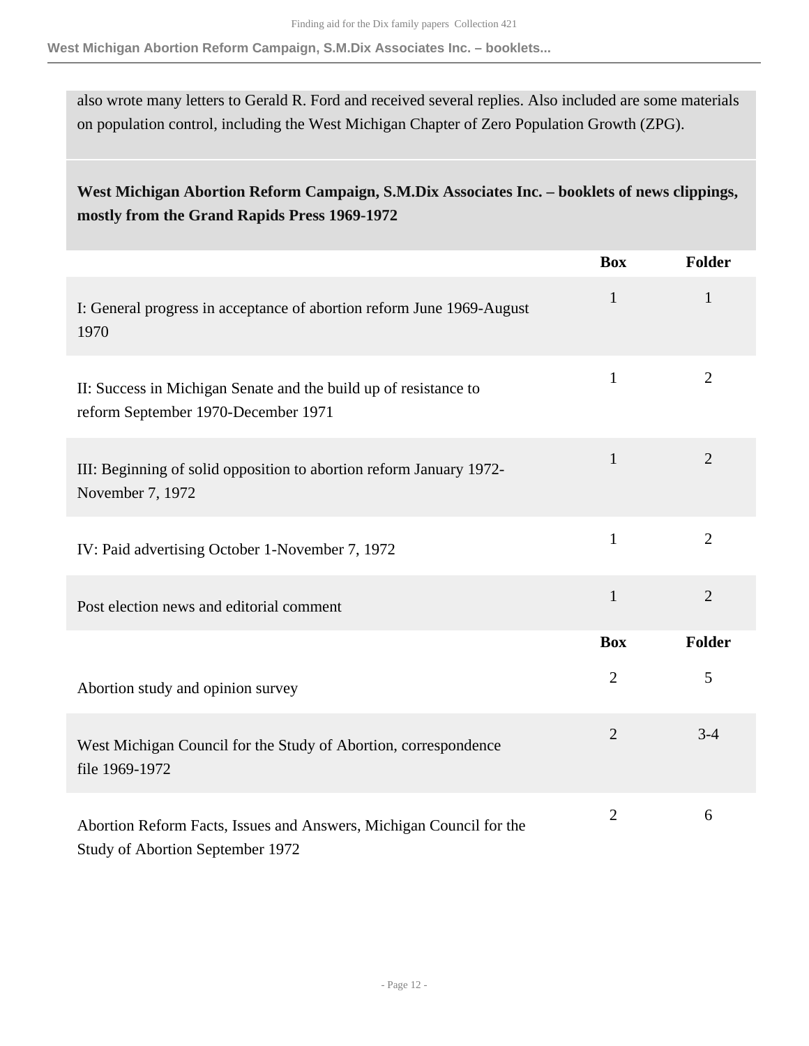also wrote many letters to Gerald R. Ford and received several replies. Also included are some materials on population control, including the West Michigan Chapter of Zero Population Growth (ZPG).

### West Michigan Abortion Reform Campaign, S.M.Dix Associates Inc. – booklets of news clippings, mostly from the Grand Rapids Press 1969-1972

| | Box | Folder |
|---|---|---|
| I: General progress in acceptance of abortion reform June 1969-August 1970 | 1 | 1 |
| II: Success in Michigan Senate and the build up of resistance to reform September 1970-December 1971 | 1 | 2 |
| III: Beginning of solid opposition to abortion reform January 1972-November 7, 1972 | 1 | 2 |
| IV: Paid advertising October 1-November 7, 1972 | 1 | 2 |
| Post election news and editorial comment | 1 | 2 |

| | Box | Folder |
|---|---|---|
| Abortion study and opinion survey | 2 | 5 |
| West Michigan Council for the Study of Abortion, correspondence file 1969-1972 | 2 | 3-4 |
| Abortion Reform Facts, Issues and Answers, Michigan Council for the Study of Abortion September 1972 | 2 | 6 |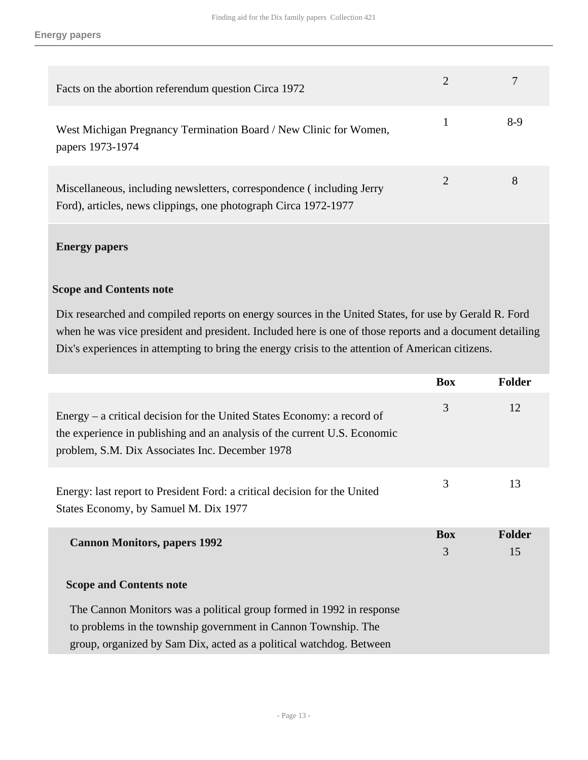| | Box | Folder |
| --- | --- | --- |
| Facts on the abortion referendum question Circa 1972 | 2 | 7 |
| West Michigan Pregnancy Termination Board / New Clinic for Women, papers 1973-1974 | 1 | 8-9 |
| Miscellaneous, including newsletters, correspondence ( including Jerry Ford), articles, news clippings, one photograph Circa 1972-1977 | 2 | 8 |

### Energy papers

#### Scope and Contents note

Dix researched and compiled reports on energy sources in the United States, for use by Gerald R. Ford when he was vice president and president. Included here is one of those reports and a document detailing Dix's experiences in attempting to bring the energy crisis to the attention of American citizens.

| | Box | Folder |
| --- | --- | --- |
| Energy – a critical decision for the United States Economy: a record of the experience in publishing and an analysis of the current U.S. Economic problem, S.M. Dix Associates Inc. December 1978 | 3 | 12 |
| Energy: last report to President Ford: a critical decision for the United States Economy, by Samuel M. Dix 1977 | 3 | 13 |

### Cannon Monitors, papers 1992

| Box | Folder |
| --- | --- |
| 3 | 15 |

#### Scope and Contents note

The Cannon Monitors was a political group formed in 1992 in response to problems in the township government in Cannon Township. The group, organized by Sam Dix, acted as a political watchdog. Between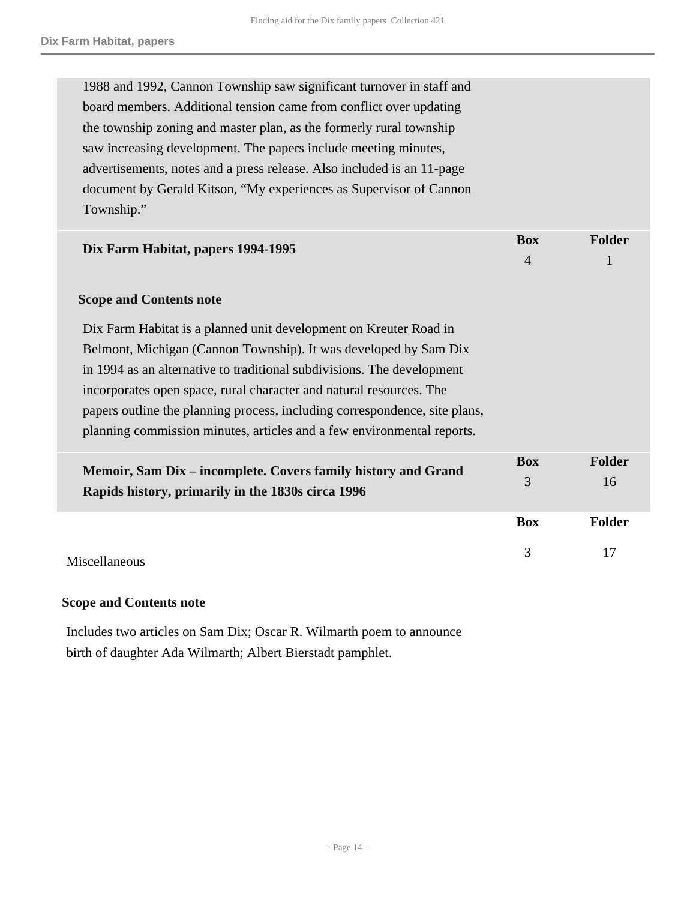1988 and 1992, Cannon Township saw significant turnover in staff and board members. Additional tension came from conflict over updating the township zoning and master plan, as the formerly rural township saw increasing development. The papers include meeting minutes, advertisements, notes and a press release. Also included is an 11-page document by Gerald Kitson, "My experiences as Supervisor of Cannon Township."

| | Box | Folder |
|---|---|---|
| **Dix Farm Habitat, papers 1994-1995** | 4 | 1 |

**Scope and Contents note**

Dix Farm Habitat is a planned unit development on Kreuter Road in Belmont, Michigan (Cannon Township). It was developed by Sam Dix in 1994 as an alternative to traditional subdivisions. The development incorporates open space, rural character and natural resources. The papers outline the planning process, including correspondence, site plans, planning commission minutes, articles and a few environmental reports.

| | Box | Folder |
|---|---|---|
| **Memoir, Sam Dix – incomplete. Covers family history and Grand Rapids history, primarily in the 1830s circa 1996** | 3 | 16 |

| | Box | Folder |
|---|---|---|
| Miscellaneous | 3 | 17 |

**Scope and Contents note**

Includes two articles on Sam Dix; Oscar R. Wilmarth poem to announce birth of daughter Ada Wilmarth; Albert Bierstadt pamphlet.